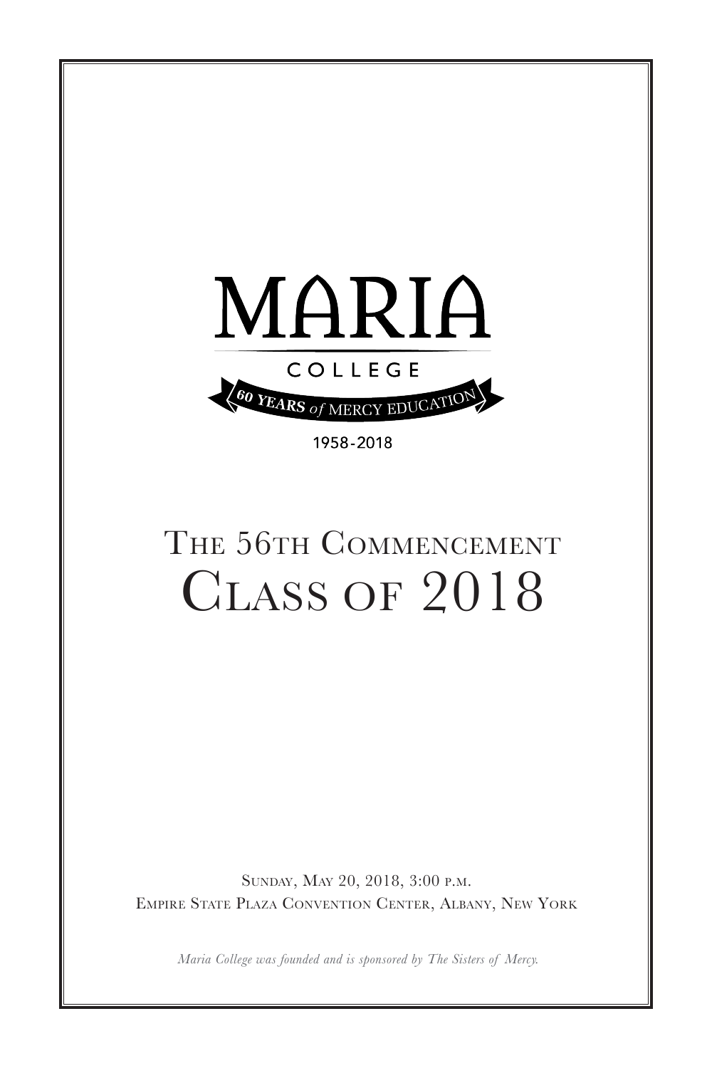# MARIA

COLLEGE

60 YEARS *of* MERCY EDUCATION

1958-2018

# The 56th Commencement

# Class of 2018

Sunday, May 20, 2018, 3:00 p.m.

Empire State Plaza Convention Center, Albany, New York

*Maria College was founded and is sponsored by The Sisters of Mercy.*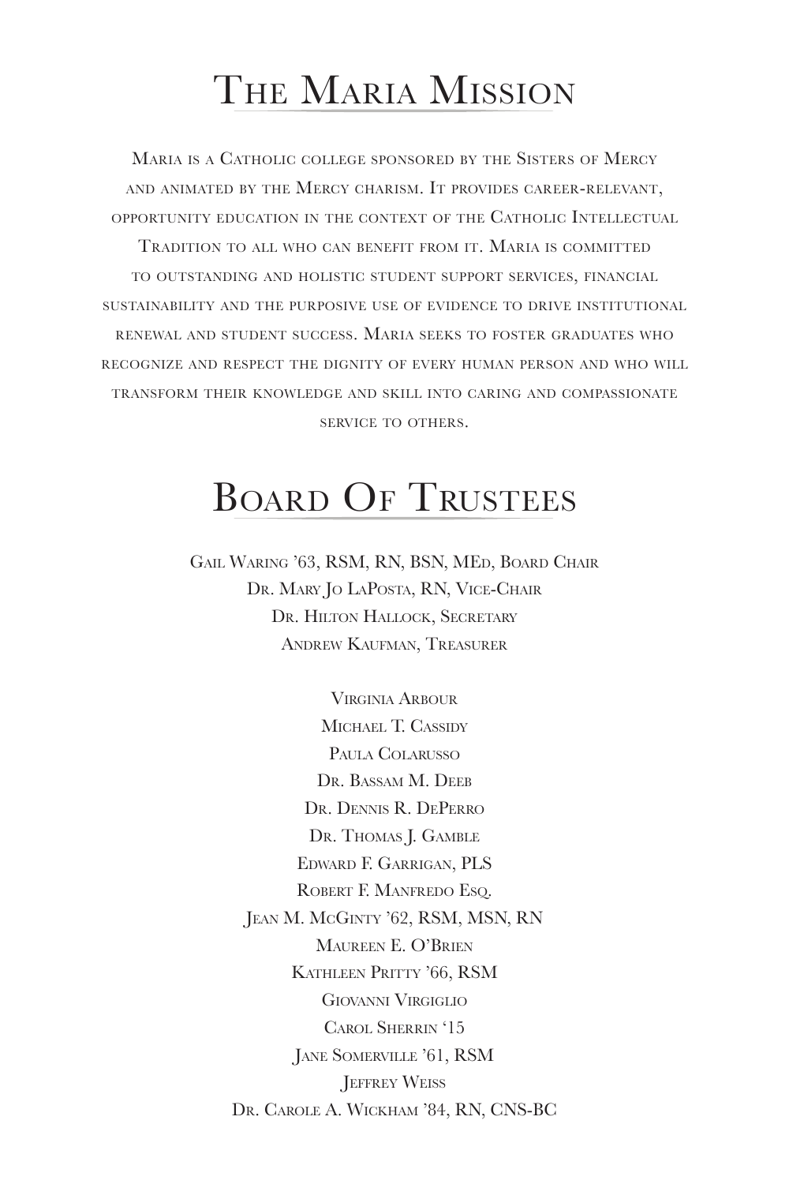# The Maria Mission

Maria is a Catholic college sponsored by the Sisters of Mercy and animated by the Mercy charism. It provides career-relevant, opportunity education in the context of the Catholic Intellectual Tradition to all who can benefit from it. Maria is committed to outstanding and holistic student support services, financial sustainability and the purposive use of evidence to drive institutional renewal and student success. Maria seeks to foster graduates who recognize and respect the dignity of every human person and who will transform their knowledge and skill into caring and compassionate service to others.

# Board Of Trustees

Gail Waring '63, RSM, RN, BSN, MEd, Board Chair
Dr. Mary Jo LaPosta, RN, Vice-Chair
Dr. Hilton Hallock, Secretary
Andrew Kaufman, Treasurer

Virginia Arbour
Michael T. Cassidy
Paula Colarusso
Dr. Bassam M. Deeb
Dr. Dennis R. DePerro
Dr. Thomas J. Gamble
Edward F. Garrigan, PLS
Robert F. Manfredo Esq.
Jean M. McGinty '62, RSM, MSN, RN
Maureen E. O'Brien
Kathleen Pritty '66, RSM
Giovanni Virgiglio
Carol Sherrin '15
Jane Somerville '61, RSM
Jeffrey Weiss
Dr. Carole A. Wickham '84, RN, CNS-BC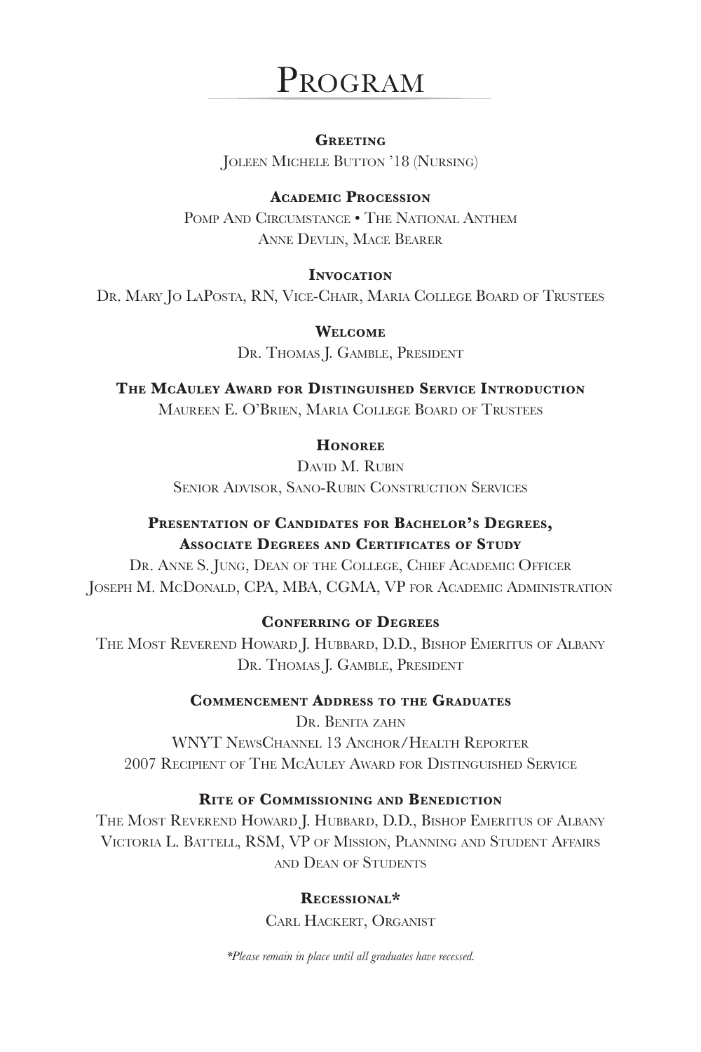# Program

**Greeting**

Joleen Michele Button '18 (Nursing)

**Academic Procession**

Pomp And Circumstance • The National Anthem

Anne Devlin, Mace Bearer

**Invocation**

Dr. Mary Jo LaPosta, RN, Vice-Chair, Maria College Board of Trustees

**Welcome**

Dr. Thomas J. Gamble, President

**The McAuley Award for Distinguished Service Introduction**

Maureen E. O'Brien, Maria College Board of Trustees

**Honoree**

David M. Rubin

Senior Advisor, Sano-Rubin Construction Services

**Presentation of Candidates for Bachelor's Degrees, Associate Degrees and Certificates of Study**

Dr. Anne S. Jung, Dean of the College, Chief Academic Officer

Joseph M. McDonald, CPA, MBA, CGMA, VP for Academic Administration

**Conferring of Degrees**

The Most Reverend Howard J. Hubbard, D.D., Bishop Emeritus of Albany

Dr. Thomas J. Gamble, President

**Commencement Address to the Graduates**

Dr. Benita zahn

WNYT NewsChannel 13 Anchor/Health Reporter

2007 Recipient of The McAuley Award for Distinguished Service

**Rite of Commissioning and Benediction**

The Most Reverend Howard J. Hubbard, D.D., Bishop Emeritus of Albany

Victoria L. Battell, RSM, VP of Mission, Planning and Student Affairs and Dean of Students

**Recessional***

Carl Hackert, Organist

*\*Please remain in place until all graduates have recessed.*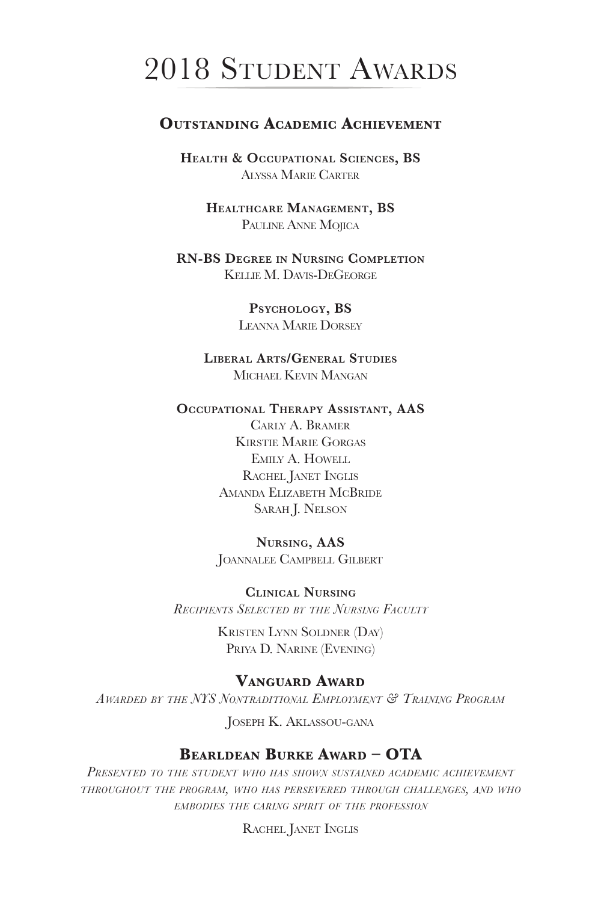# 2018 Student Awards

## Outstanding Academic Achievement

**Health & Occupational Sciences, BS**
Alyssa Marie Carter

**Healthcare Management, BS**
Pauline Anne Mojica

**RN-BS Degree in Nursing Completion**
Kellie M. Davis-DeGeorge

**Psychology, BS**
Leanna Marie Dorsey

**Liberal Arts/General Studies**
Michael Kevin Mangan

**Occupational Therapy Assistant, AAS**
Carly A. Bramer
Kirstie Marie Gorgas
Emily A. Howell
Rachel Janet Inglis
Amanda Elizabeth McBride
Sarah J. Nelson

**Nursing, AAS**
Joannalee Campbell Gilbert

**Clinical Nursing**
*Recipients Selected by the Nursing Faculty*

Kristen Lynn Soldner (Day)
Priya D. Narine (Evening)

## Vanguard Award

*Awarded by the NYS Nontraditional Employment & Training Program*

Joseph K. Aklassou-gana

## Bearldean Burke Award – OTA

*Presented to the student who has shown sustained academic achievement throughout the program, who has persevered through challenges, and who embodies the caring spirit of the profession*

Rachel Janet Inglis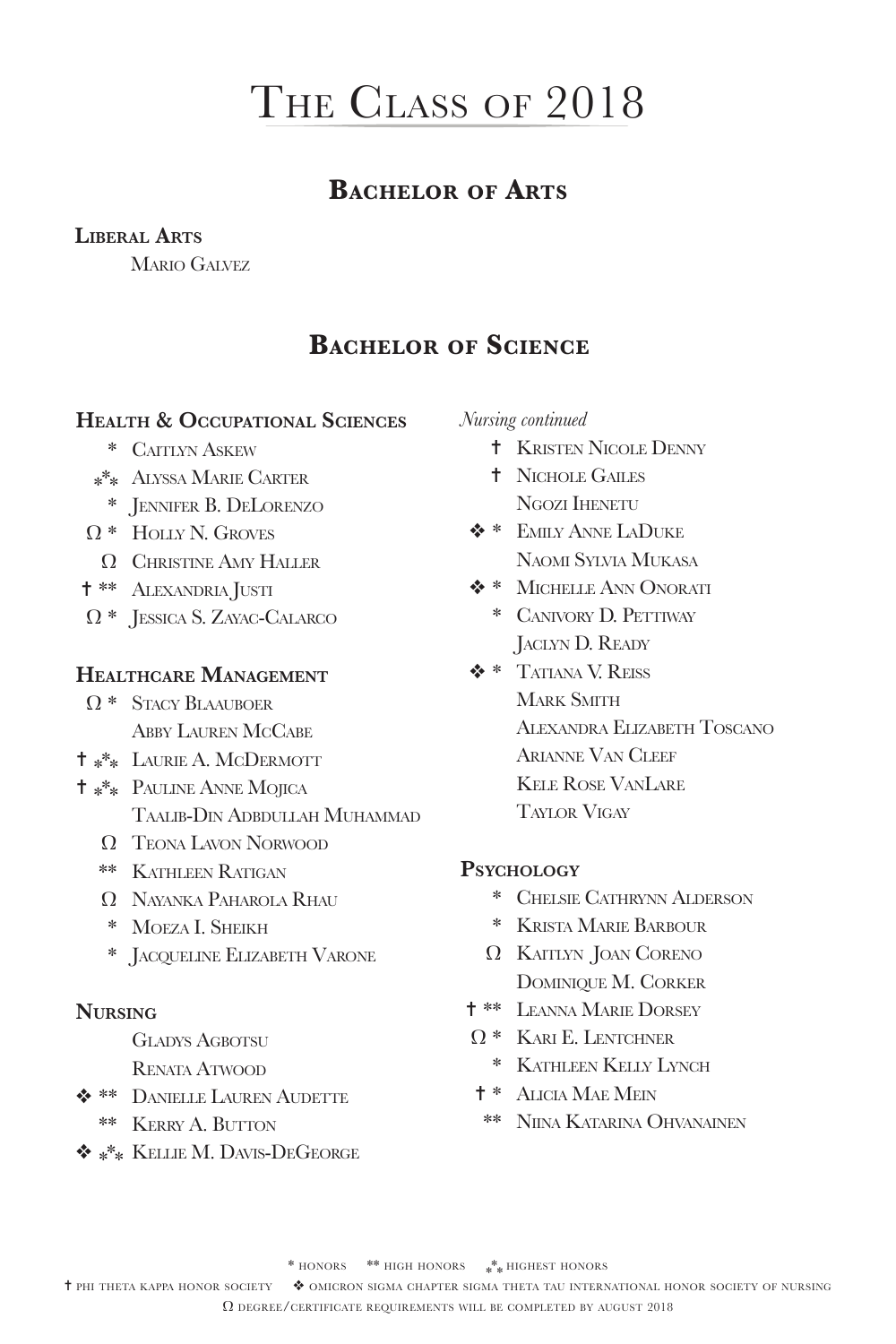# The Class of 2018

## Bachelor of Arts

### Liberal Arts

Mario Galvez

## Bachelor of Science

### Health & Occupational Sciences

- \* Caitlyn Askew
- \*\*\* Alyssa Marie Carter
- \* Jennifer B. DeLorenzo
- Ω \* Holly N. Groves
- Ω Christine Amy Haller
- † \*\* Alexandria Justi
- Ω \* Jessica S. Zayac-Calarco

### Healthcare Management

- Ω \* Stacy Blaauboer
- Abby Lauren McCabe
- † \*\*\* Laurie A. McDermott
- † \*\*\* Pauline Anne Mojica
- Taalib-Din Adbdullah Muhammad
- Ω Teona Lavon Norwood
- \*\* Kathleen Ratigan
- Ω Nayanka Paharola Rhau
- \* Moeza I. Sheikh
- \* Jacqueline Elizabeth Varone

### Nursing

- Gladys Agbotsu
- Renata Atwood
- ❖ \*\* Danielle Lauren Audette
- \*\* Kerry A. Button
- ❖ \*\*\* Kellie M. Davis-DeGeorge

*Nursing continued*

- † Kristen Nicole Denny
- † Nichole Gailes
- Ngozi Ihenetu
- ❖ \* Emily Anne LaDuke
- Naomi Sylvia Mukasa
- ❖ \* Michelle Ann Onorati
- \* Canivory D. Pettiway
- Jaclyn D. Ready
- ❖ \* Tatiana V. Reiss
- Mark Smith
- Alexandra Elizabeth Toscano
- Arianne Van Cleef
- Kele Rose VanLare
- Taylor Vigay

### Psychology

- \* Chelsie Cathrynn Alderson
- \* Krista Marie Barbour
- Ω Kaitlyn Joan Coreno
- Dominique M. Corker
- † \*\* Leanna Marie Dorsey
- Ω \* Kari E. Lentchner
- \* Kathleen Kelly Lynch
- † \* Alicia Mae Mein
- \*\* Niina Katarina Ohvanainen

\* honors  \*\* high honors  \*\*\* highest honors

† phi theta kappa honor society  ❖ omicron sigma chapter sigma theta tau international honor society of nursing

Ω degree/certificate requirements will be completed by august 2018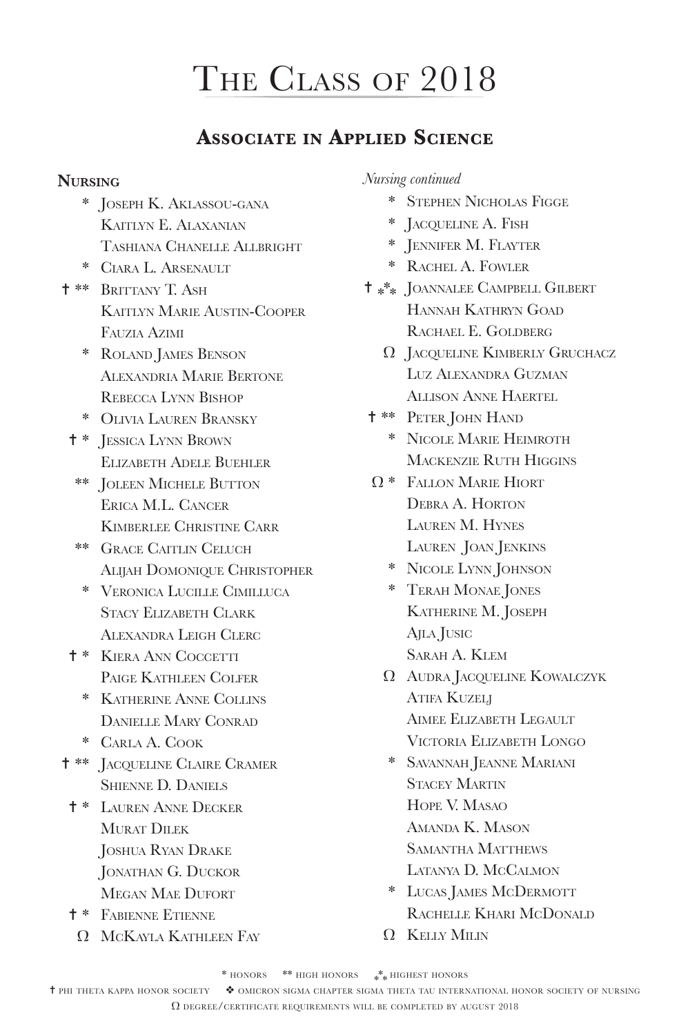# The Class of 2018

## Associate in Applied Science

### Nursing

- \* Joseph K. Aklassou-gana
- Kaitlyn E. Alaxanian
- Tashiana Chanelle Allbright
- \* Ciara L. Arsenault
- † ** Brittany T. Ash
- Kaitlyn Marie Austin-Cooper
- Fauzia Azimi
- \* Roland James Benson
- Alexandria Marie Bertone
- Rebecca Lynn Bishop
- \* Olivia Lauren Bransky
- † * Jessica Lynn Brown
- Elizabeth Adele Buehler
- ** Joleen Michele Button
- Erica M.L. Cancer
- Kimberlee Christine Carr
- ** Grace Caitlin Celuch
- Alijah Domonique Christopher
- \* Veronica Lucille Cimilluca
- Stacy Elizabeth Clark
- Alexandra Leigh Clerc
- † * Kiera Ann Coccetti
- Paige Kathleen Colfer
- \* Katherine Anne Collins
- Danielle Mary Conrad
- \* Carla A. Cook
- † ** Jacqueline Claire Cramer
- Shienne D. Daniels
- † * Lauren Anne Decker
- Murat Dilek
- Joshua Ryan Drake
- Jonathan G. Duckor
- Megan Mae Dufort
- † * Fabienne Etienne
- Ω McKayla Kathleen Fay

*Nursing continued*

- \* Stephen Nicholas Figge
- \* Jacqueline A. Fish
- \* Jennifer M. Flayter
- \* Rachel A. Fowler
- † *** Joannalee Campbell Gilbert
- Hannah Kathryn Goad
- Rachael E. Goldberg
- Ω Jacqueline Kimberly Gruchacz
- Luz Alexandra Guzman
- Allison Anne Haertel
- † ** Peter John Hand
- \* Nicole Marie Heimroth
- Mackenzie Ruth Higgins
- Ω * Fallon Marie Hiort
- Debra A. Horton
- Lauren M. Hynes
- Lauren Joan Jenkins
- \* Nicole Lynn Johnson
- \* Terah Monae Jones
- Katherine M. Joseph
- Ajla Jusic
- Sarah A. Klem
- Ω Audra Jacqueline Kowalczyk
- Atifa Kuzelj
- Aimee Elizabeth Legault
- Victoria Elizabeth Longo
- \* Savannah Jeanne Mariani
- Stacey Martin
- Hope V. Masao
- Amanda K. Mason
- Samantha Matthews
- Latanya D. McCalmon
- \* Lucas James McDermott
- Rachelle Khari McDonald
- Ω Kelly Milin

\* honors ** high honors *** highest honors

† phi theta kappa honor society ❖ omicron sigma chapter sigma theta tau international honor society of nursing

Ω degree/certificate requirements will be completed by august 2018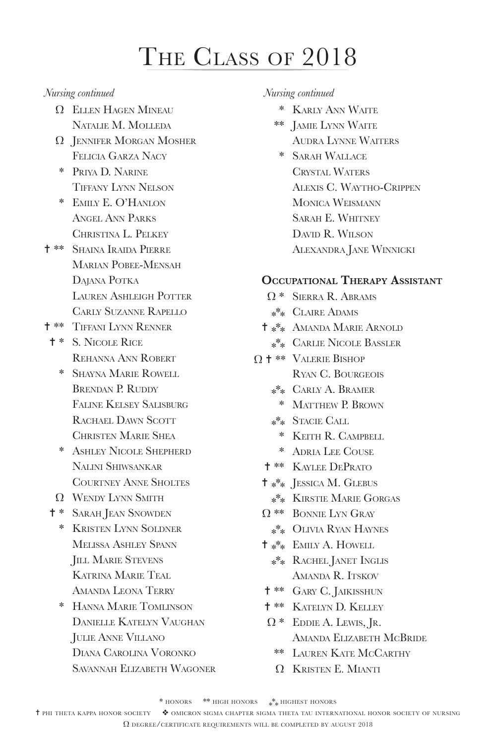# The Class of 2018

*Nursing continued*

- Ω Ellen Hagen Mineau
- Natalie M. Molleda
- Ω Jennifer Morgan Mosher
- Felicia Garza Nacy
- * Priya D. Narine
- Tiffany Lynn Nelson
- * Emily E. O'Hanlon
- Angel Ann Parks
- Christina L. Pelkey
- † ** Shaina Iraida Pierre
- Marian Pobee-Mensah
- Dajana Potka
- Lauren Ashleigh Potter
- Carly Suzanne Rapello
- † ** Tiffani Lynn Renner
- † * S. Nicole Rice
- Rehanna Ann Robert
- * Shayna Marie Rowell
- Brendan P. Ruddy
- Faline Kelsey Salisburg
- Rachael Dawn Scott
- Christen Marie Shea
- * Ashley Nicole Shepherd
- Nalini Shiwsankar
- Courtney Anne Sholtes
- Ω Wendy Lynn Smith
- † * Sarah Jean Snowden
- * Kristen Lynn Soldner
- Melissa Ashley Spann
- Jill Marie Stevens
- Katrina Marie Teal
- Amanda Leona Terry
- * Hanna Marie Tomlinson
- Danielle Katelyn Vaughan
- Julie Anne Villano
- Diana Carolina Voronko
- Savannah Elizabeth Wagoner

*Nursing continued*

- * Karly Ann Waite
- ** Jamie Lynn Waite
- Audra Lynne Waiters
- * Sarah Wallace
- Crystal Waters
- Alexis C. Waytho-Crippen
- Monica Weismann
- Sarah E. Whitney
- David R. Wilson
- Alexandra Jane Winnicki

## Occupational Therapy Assistant

- Ω * Sierra R. Abrams
- *** Claire Adams
- † *** Amanda Marie Arnold
- *** Carlie Nicole Bassler
- Ω † ** Valerie Bishop
- Ryan C. Bourgeois
- *** Carly A. Bramer
- * Matthew P. Brown
- *** Stacie Call
- * Keith R. Campbell
- * Adria Lee Couse
- † ** Kaylee DePrato
- † *** Jessica M. Glebus
- *** Kirstie Marie Gorgas
- Ω ** Bonnie Lyn Gray
- *** Olivia Ryan Haynes
- † *** Emily A. Howell
- *** Rachel Janet Inglis
- Amanda R. Itskov
- † ** Gary C. Jaikisshun
- † ** Katelyn D. Kelley
- Ω * Eddie A. Lewis, Jr.
- Amanda Elizabeth McBride
- ** Lauren Kate McCarthy
- Ω Kristen E. Mianti

* honors ** high honors *** highest honors

† phi theta kappa honor society ❖ omicron sigma chapter sigma theta tau international honor society of nursing

Ω degree/certificate requirements will be completed by august 2018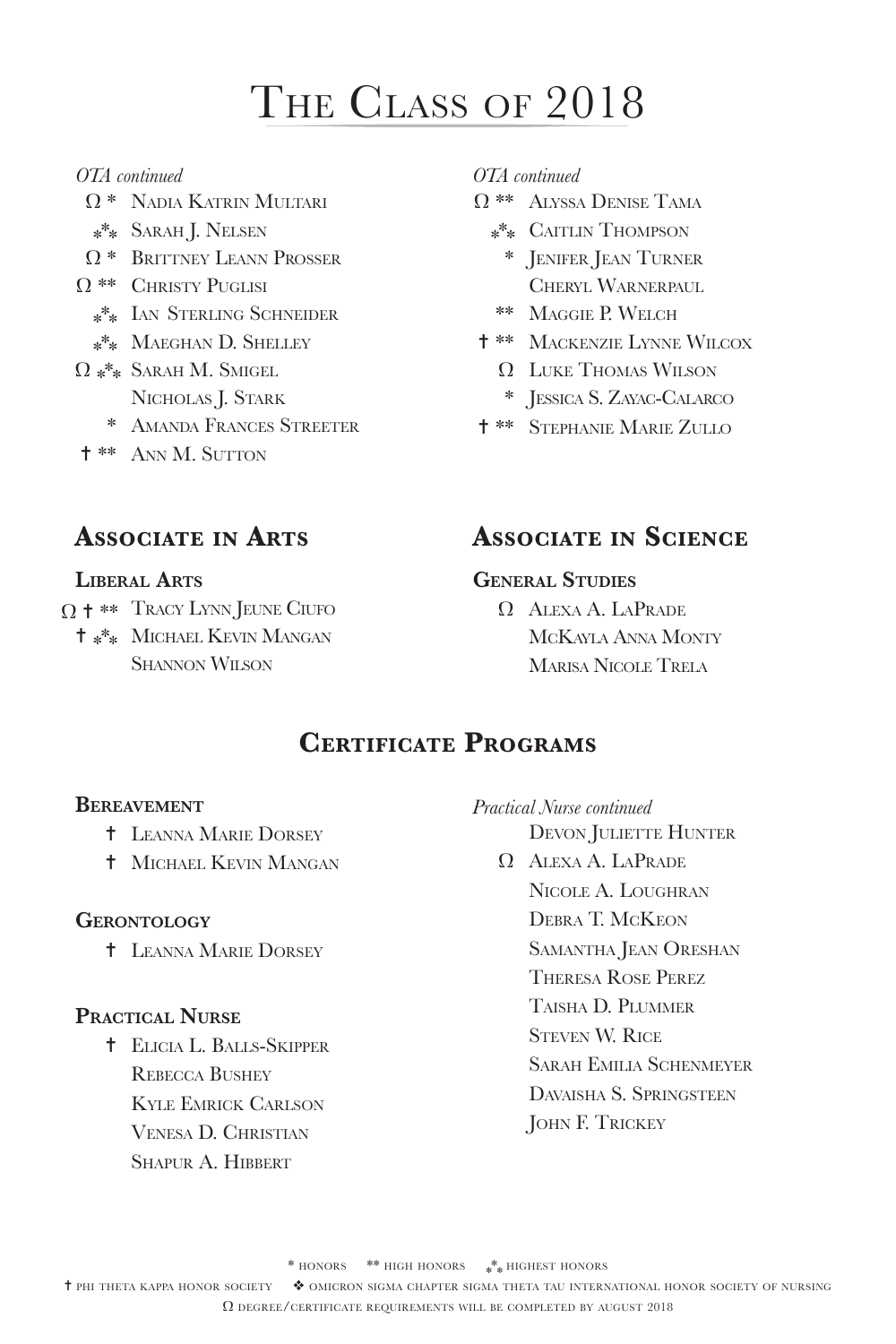# The Class of 2018

*OTA continued*

- Ω * Nadia Katrin Multari
- *** Sarah J. Nelsen
- Ω * Brittney Leann Prosser
- Ω ** Christy Puglisi
- *** Ian Sterling Schneider
- *** Maeghan D. Shelley
- Ω *** Sarah M. Smigel
- Nicholas J. Stark
- * Amanda Frances Streeter
- † ** Ann M. Sutton

*OTA continued*

- Ω ** Alyssa Denise Tama
- *** Caitlin Thompson
- * Jenifer Jean Turner
- Cheryl Warnerpaul
- ** Maggie P. Welch
- † ** Mackenzie Lynne Wilcox
- Ω Luke Thomas Wilson
- * Jessica S. Zayac-Calarco
- † ** Stephanie Marie Zullo

## Associate in Arts

### Liberal Arts

- Ω † ** Tracy Lynn Jeune Ciufo
- † *** Michael Kevin Mangan
- Shannon Wilson

## Associate in Science

### General Studies

- Ω Alexa A. LaPrade
- McKayla Anna Monty
- Marisa Nicole Trela

## Certificate Programs

### Bereavement

- † Leanna Marie Dorsey
- † Michael Kevin Mangan

### Gerontology

- † Leanna Marie Dorsey

### Practical Nurse

- † Elicia L. Balls-Skipper
- Rebecca Bushey
- Kyle Emrick Carlson
- Venesa D. Christian
- Shapur A. Hibbert

*Practical Nurse continued*

- Devon Juliette Hunter
- Ω Alexa A. LaPrade
- Nicole A. Loughran
- Debra T. McKeon
- Samantha Jean Oreshan
- Theresa Rose Perez
- Taisha D. Plummer
- Steven W. Rice
- Sarah Emilia Schenmeyer
- Davaisha S. Springsteen
- John F. Trickey

\* honors ** high honors *** highest honors

† phi theta kappa honor society ❖ omicron sigma chapter sigma theta tau international honor society of nursing

Ω degree/certificate requirements will be completed by august 2018